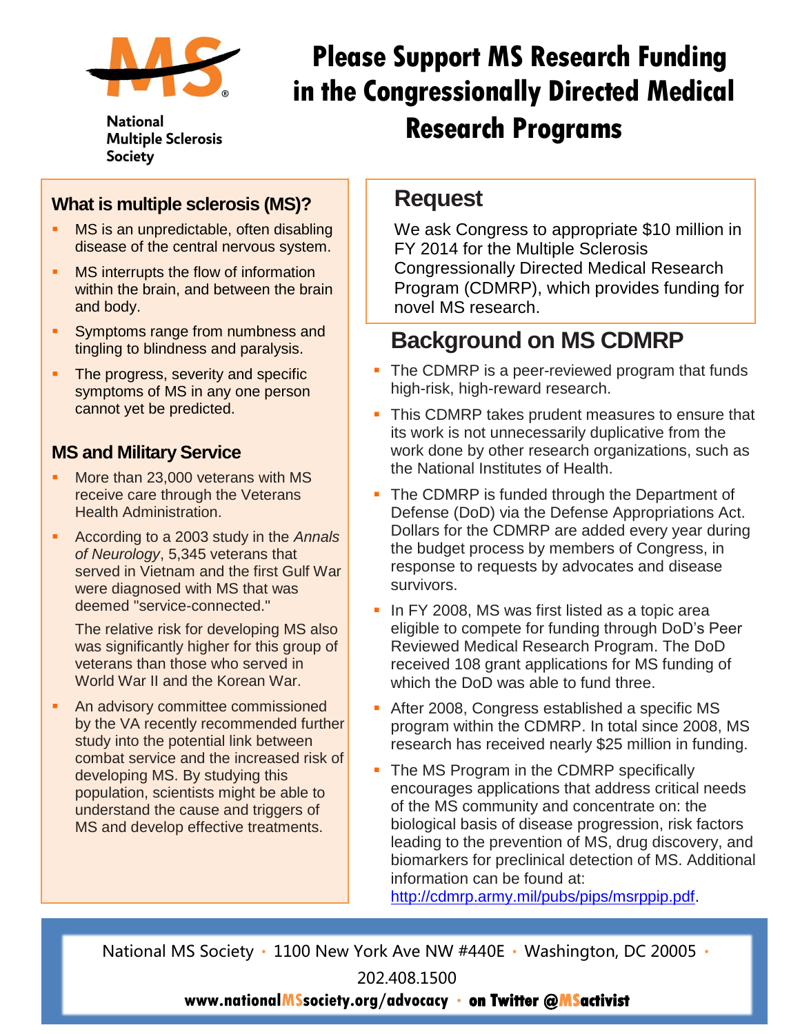National Multiple Sclerosis Society

# Please Support MS Research Funding in the Congressionally Directed Medical Research Programs

## What is multiple sclerosis (MS)?

- MS is an unpredictable, often disabling disease of the central nervous system.
- MS interrupts the flow of information within the brain, and between the brain and body.
- Symptoms range from numbness and tingling to blindness and paralysis.
- The progress, severity and specific symptoms of MS in any one person cannot yet be predicted.

## MS and Military Service

- More than 23,000 veterans with MS receive care through the Veterans Health Administration.
- According to a 2003 study in the *Annals of Neurology*, 5,345 veterans that served in Vietnam and the first Gulf War were diagnosed with MS that was deemed "service-connected."

  The relative risk for developing MS also was significantly higher for this group of veterans than those who served in World War II and the Korean War.
- An advisory committee commissioned by the VA recently recommended further study into the potential link between combat service and the increased risk of developing MS. By studying this population, scientists might be able to understand the cause and triggers of MS and develop effective treatments.

## Request

We ask Congress to appropriate $10 million in FY 2014 for the Multiple Sclerosis Congressionally Directed Medical Research Program (CDMRP), which provides funding for novel MS research.

## Background on MS CDMRP

- The CDMRP is a peer-reviewed program that funds high-risk, high-reward research.
- This CDMRP takes prudent measures to ensure that its work is not unnecessarily duplicative from the work done by other research organizations, such as the National Institutes of Health.
- The CDMRP is funded through the Department of Defense (DoD) via the Defense Appropriations Act. Dollars for the CDMRP are added every year during the budget process by members of Congress, in response to requests by advocates and disease survivors.
- In FY 2008, MS was first listed as a topic area eligible to compete for funding through DoD's Peer Reviewed Medical Research Program. The DoD received 108 grant applications for MS funding of which the DoD was able to fund three.
- After 2008, Congress established a specific MS program within the CDMRP. In total since 2008, MS research has received nearly $25 million in funding.
- The MS Program in the CDMRP specifically encourages applications that address critical needs of the MS community and concentrate on: the biological basis of disease progression, risk factors leading to the prevention of MS, drug discovery, and biomarkers for preclinical detection of MS. Additional information can be found at: http://cdmrp.army.mil/pubs/pips/msrppip.pdf.

National MS Society • 1100 New York Ave NW #440E • Washington, DC 20005 • 202.408.1500

**www.nationalMSsociety.org/advocacy • on Twitter @MSactivist**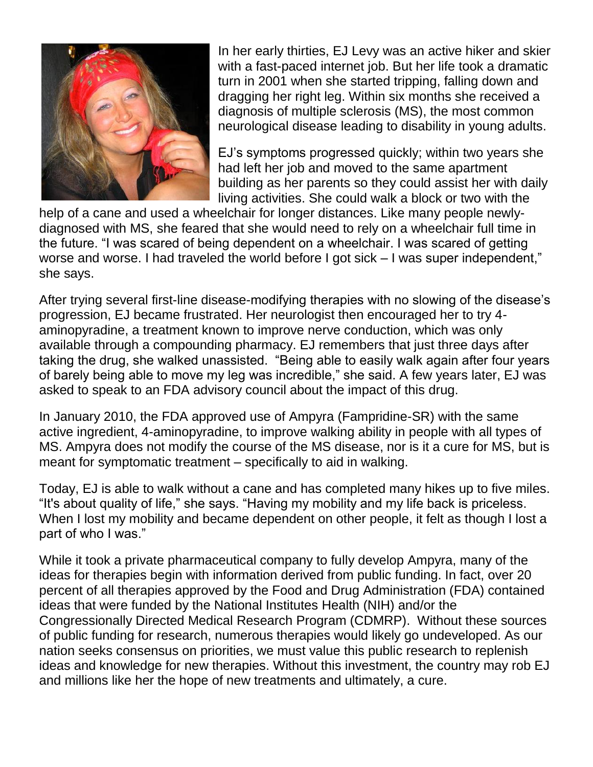In her early thirties, EJ Levy was an active hiker and skier with a fast-paced internet job. But her life took a dramatic turn in 2001 when she started tripping, falling down and dragging her right leg. Within six months she received a diagnosis of multiple sclerosis (MS), the most common neurological disease leading to disability in young adults.

EJ's symptoms progressed quickly; within two years she had left her job and moved to the same apartment building as her parents so they could assist her with daily living activities. She could walk a block or two with the help of a cane and used a wheelchair for longer distances. Like many people newly-diagnosed with MS, she feared that she would need to rely on a wheelchair full time in the future. "I was scared of being dependent on a wheelchair. I was scared of getting worse and worse. I had traveled the world before I got sick – I was super independent," she says.

After trying several first-line disease-modifying therapies with no slowing of the disease's progression, EJ became frustrated. Her neurologist then encouraged her to try 4-aminopyradine, a treatment known to improve nerve conduction, which was only available through a compounding pharmacy. EJ remembers that just three days after taking the drug, she walked unassisted. "Being able to easily walk again after four years of barely being able to move my leg was incredible," she said. A few years later, EJ was asked to speak to an FDA advisory council about the impact of this drug.

In January 2010, the FDA approved use of Ampyra (Fampridine-SR) with the same active ingredient, 4-aminopyradine, to improve walking ability in people with all types of MS. Ampyra does not modify the course of the MS disease, nor is it a cure for MS, but is meant for symptomatic treatment – specifically to aid in walking.

Today, EJ is able to walk without a cane and has completed many hikes up to five miles. "It's about quality of life," she says. "Having my mobility and my life back is priceless. When I lost my mobility and became dependent on other people, it felt as though I lost a part of who I was."

While it took a private pharmaceutical company to fully develop Ampyra, many of the ideas for therapies begin with information derived from public funding. In fact, over 20 percent of all therapies approved by the Food and Drug Administration (FDA) contained ideas that were funded by the National Institutes Health (NIH) and/or the Congressionally Directed Medical Research Program (CDMRP). Without these sources of public funding for research, numerous therapies would likely go undeveloped. As our nation seeks consensus on priorities, we must value this public research to replenish ideas and knowledge for new therapies. Without this investment, the country may rob EJ and millions like her the hope of new treatments and ultimately, a cure.